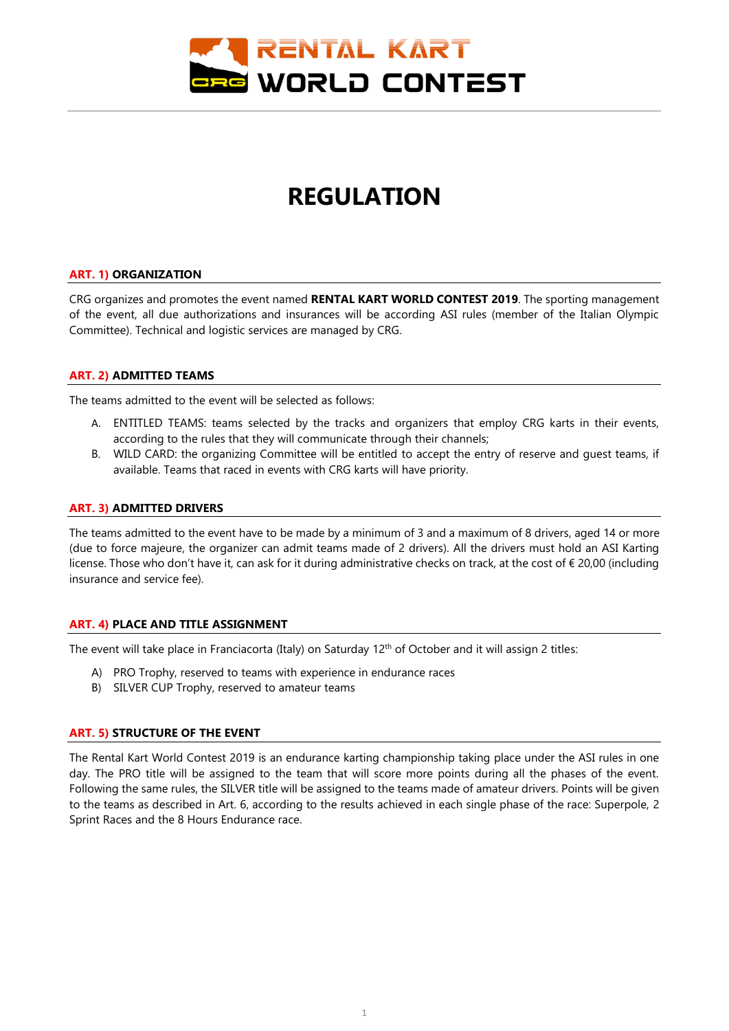RENTAL KART WORLD CONTEST

# REGULATION

## ART. 1) ORGANIZATION

CRG organizes and promotes the event named **RENTAL KART WORLD CONTEST 2019**. The sporting management of the event, all due authorizations and insurances will be according ASI rules (member of the Italian Olympic Committee). Technical and logistic services are managed by CRG.

## ART. 2) ADMITTED TEAMS

The teams admitted to the event will be selected as follows:

A. ENTITLED TEAMS: teams selected by the tracks and organizers that employ CRG karts in their events, according to the rules that they will communicate through their channels;
B. WILD CARD: the organizing Committee will be entitled to accept the entry of reserve and guest teams, if available. Teams that raced in events with CRG karts will have priority.

## ART. 3) ADMITTED DRIVERS

The teams admitted to the event have to be made by a minimum of 3 and a maximum of 8 drivers, aged 14 or more (due to force majeure, the organizer can admit teams made of 2 drivers). All the drivers must hold an ASI Karting license. Those who don't have it, can ask for it during administrative checks on track, at the cost of € 20,00 (including insurance and service fee).

## ART. 4) PLACE AND TITLE ASSIGNMENT

The event will take place in Franciacorta (Italy) on Saturday 12th of October and it will assign 2 titles:

A) PRO Trophy, reserved to teams with experience in endurance races
B) SILVER CUP Trophy, reserved to amateur teams

## ART. 5) STRUCTURE OF THE EVENT

The Rental Kart World Contest 2019 is an endurance karting championship taking place under the ASI rules in one day. The PRO title will be assigned to the team that will score more points during all the phases of the event. Following the same rules, the SILVER title will be assigned to the teams made of amateur drivers. Points will be given to the teams as described in Art. 6, according to the results achieved in each single phase of the race: Superpole, 2 Sprint Races and the 8 Hours Endurance race.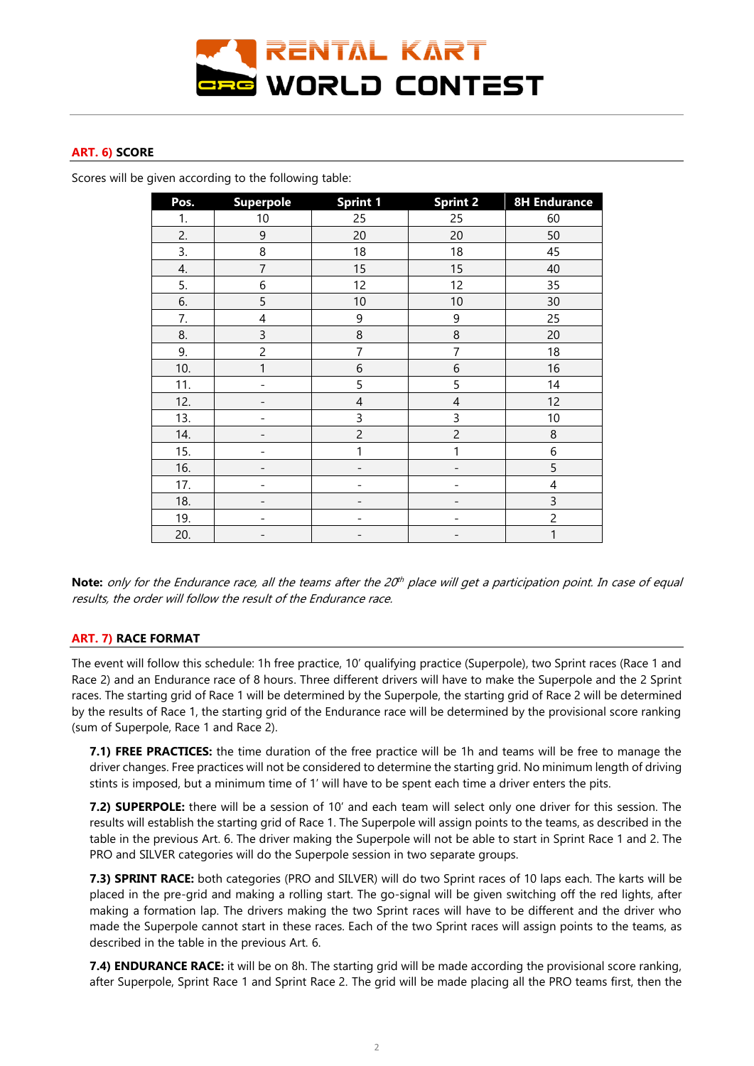## ART. 6) SCORE

Scores will be given according to the following table:

| Pos. | Superpole | Sprint 1 | Sprint 2 | 8H Endurance |
|---|---|---|---|---|
| 1. | 10 | 25 | 25 | 60 |
| 2. | 9 | 20 | 20 | 50 |
| 3. | 8 | 18 | 18 | 45 |
| 4. | 7 | 15 | 15 | 40 |
| 5. | 6 | 12 | 12 | 35 |
| 6. | 5 | 10 | 10 | 30 |
| 7. | 4 | 9 | 9 | 25 |
| 8. | 3 | 8 | 8 | 20 |
| 9. | 2 | 7 | 7 | 18 |
| 10. | 1 | 6 | 6 | 16 |
| 11. | - | 5 | 5 | 14 |
| 12. | - | 4 | 4 | 12 |
| 13. | - | 3 | 3 | 10 |
| 14. | - | 2 | 2 | 8 |
| 15. | - | 1 | 1 | 6 |
| 16. | - | - | - | 5 |
| 17. | - | - | - | 4 |
| 18. | - | - | - | 3 |
| 19. | - | - | - | 2 |
| 20. | - | - | - | 1 |

**Note:** *only for the Endurance race, all the teams after the 20th place will get a participation point. In case of equal results, the order will follow the result of the Endurance race.*

## ART. 7) RACE FORMAT

The event will follow this schedule: 1h free practice, 10' qualifying practice (Superpole), two Sprint races (Race 1 and Race 2) and an Endurance race of 8 hours. Three different drivers will have to make the Superpole and the 2 Sprint races. The starting grid of Race 1 will be determined by the Superpole, the starting grid of Race 2 will be determined by the results of Race 1, the starting grid of the Endurance race will be determined by the provisional score ranking (sum of Superpole, Race 1 and Race 2).

**7.1) FREE PRACTICES:** the time duration of the free practice will be 1h and teams will be free to manage the driver changes. Free practices will not be considered to determine the starting grid. No minimum length of driving stints is imposed, but a minimum time of 1' will have to be spent each time a driver enters the pits.

**7.2) SUPERPOLE:** there will be a session of 10' and each team will select only one driver for this session. The results will establish the starting grid of Race 1. The Superpole will assign points to the teams, as described in the table in the previous Art. 6. The driver making the Superpole will not be able to start in Sprint Race 1 and 2. The PRO and SILVER categories will do the Superpole session in two separate groups.

**7.3) SPRINT RACE:** both categories (PRO and SILVER) will do two Sprint races of 10 laps each. The karts will be placed in the pre-grid and making a rolling start. The go-signal will be given switching off the red lights, after making a formation lap. The drivers making the two Sprint races will have to be different and the driver who made the Superpole cannot start in these races. Each of the two Sprint races will assign points to the teams, as described in the table in the previous Art. 6.

**7.4) ENDURANCE RACE:** it will be on 8h. The starting grid will be made according the provisional score ranking, after Superpole, Sprint Race 1 and Sprint Race 2. The grid will be made placing all the PRO teams first, then the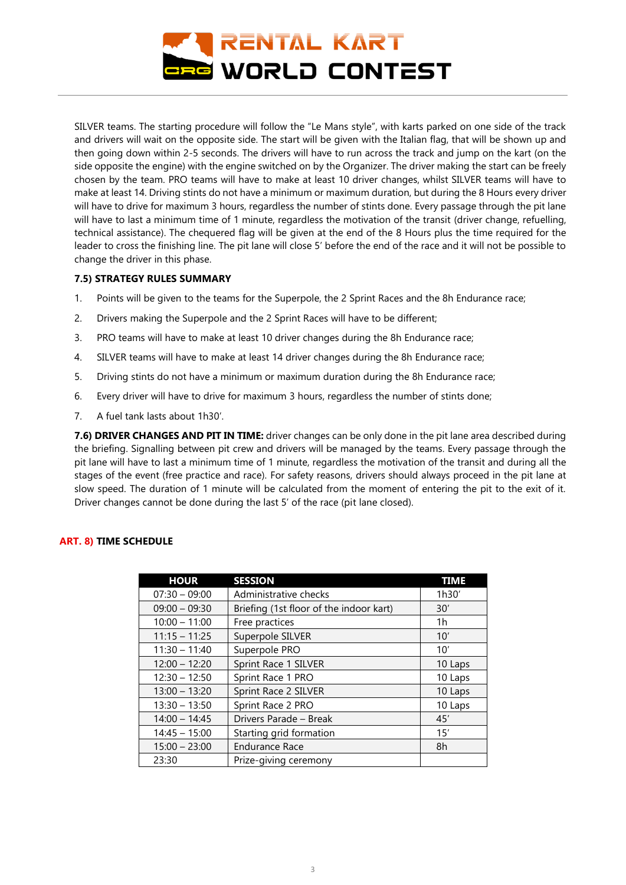SILVER teams. The starting procedure will follow the "Le Mans style", with karts parked on one side of the track and drivers will wait on the opposite side. The start will be given with the Italian flag, that will be shown up and then going down within 2-5 seconds. The drivers will have to run across the track and jump on the kart (on the side opposite the engine) with the engine switched on by the Organizer. The driver making the start can be freely chosen by the team. PRO teams will have to make at least 10 driver changes, whilst SILVER teams will have to make at least 14. Driving stints do not have a minimum or maximum duration, but during the 8 Hours every driver will have to drive for maximum 3 hours, regardless the number of stints done. Every passage through the pit lane will have to last a minimum time of 1 minute, regardless the motivation of the transit (driver change, refuelling, technical assistance). The chequered flag will be given at the end of the 8 Hours plus the time required for the leader to cross the finishing line. The pit lane will close 5' before the end of the race and it will not be possible to change the driver in this phase.

#### 7.5) STRATEGY RULES SUMMARY

1. Points will be given to the teams for the Superpole, the 2 Sprint Races and the 8h Endurance race;
2. Drivers making the Superpole and the 2 Sprint Races will have to be different;
3. PRO teams will have to make at least 10 driver changes during the 8h Endurance race;
4. SILVER teams will have to make at least 14 driver changes during the 8h Endurance race;
5. Driving stints do not have a minimum or maximum duration during the 8h Endurance race;
6. Every driver will have to drive for maximum 3 hours, regardless the number of stints done;
7. A fuel tank lasts about 1h30'.

**7.6) DRIVER CHANGES AND PIT IN TIME:** driver changes can be only done in the pit lane area described during the briefing. Signalling between pit crew and drivers will be managed by the teams. Every passage through the pit lane will have to last a minimum time of 1 minute, regardless the motivation of the transit and during all the stages of the event (free practice and race). For safety reasons, drivers should always proceed in the pit lane at slow speed. The duration of 1 minute will be calculated from the moment of entering the pit to the exit of it. Driver changes cannot be done during the last 5' of the race (pit lane closed).

### ART. 8) TIME SCHEDULE

| HOUR | SESSION | TIME |
|---|---|---|
| 07:30 – 09:00 | Administrative checks | 1h30' |
| 09:00 – 09:30 | Briefing (1st floor of the indoor kart) | 30' |
| 10:00 – 11:00 | Free practices | 1h |
| 11:15 – 11:25 | Superpole SILVER | 10' |
| 11:30 – 11:40 | Superpole PRO | 10' |
| 12:00 – 12:20 | Sprint Race 1 SILVER | 10 Laps |
| 12:30 – 12:50 | Sprint Race 1 PRO | 10 Laps |
| 13:00 – 13:20 | Sprint Race 2 SILVER | 10 Laps |
| 13:30 – 13:50 | Sprint Race 2 PRO | 10 Laps |
| 14:00 – 14:45 | Drivers Parade – Break | 45' |
| 14:45 – 15:00 | Starting grid formation | 15' |
| 15:00 – 23:00 | Endurance Race | 8h |
| 23:30 | Prize-giving ceremony | |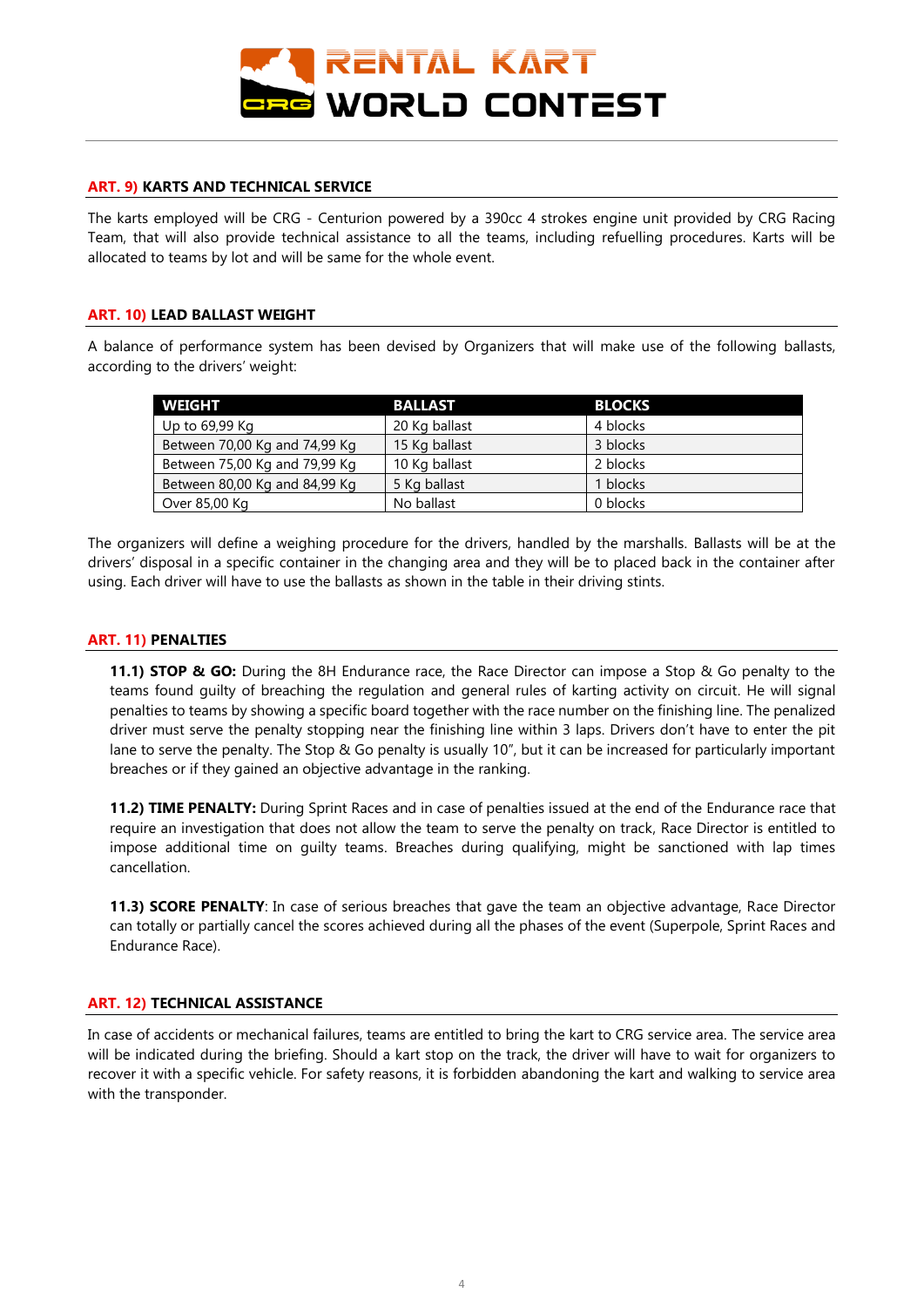### ART. 9) KARTS AND TECHNICAL SERVICE

The karts employed will be CRG - Centurion powered by a 390cc 4 strokes engine unit provided by CRG Racing Team, that will also provide technical assistance to all the teams, including refuelling procedures. Karts will be allocated to teams by lot and will be same for the whole event.

### ART. 10) LEAD BALLAST WEIGHT

A balance of performance system has been devised by Organizers that will make use of the following ballasts, according to the drivers' weight:

| WEIGHT | BALLAST | BLOCKS |
|---|---|---|
| Up to 69,99 Kg | 20 Kg ballast | 4 blocks |
| Between 70,00 Kg and 74,99 Kg | 15 Kg ballast | 3 blocks |
| Between 75,00 Kg and 79,99 Kg | 10 Kg ballast | 2 blocks |
| Between 80,00 Kg and 84,99 Kg | 5 Kg ballast | 1 blocks |
| Over 85,00 Kg | No ballast | 0 blocks |

The organizers will define a weighing procedure for the drivers, handled by the marshalls. Ballasts will be at the drivers' disposal in a specific container in the changing area and they will be to placed back in the container after using. Each driver will have to use the ballasts as shown in the table in their driving stints.

### ART. 11) PENALTIES

**11.1) STOP & GO:** During the 8H Endurance race, the Race Director can impose a Stop & Go penalty to the teams found guilty of breaching the regulation and general rules of karting activity on circuit. He will signal penalties to teams by showing a specific board together with the race number on the finishing line. The penalized driver must serve the penalty stopping near the finishing line within 3 laps. Drivers don't have to enter the pit lane to serve the penalty. The Stop & Go penalty is usually 10", but it can be increased for particularly important breaches or if they gained an objective advantage in the ranking.

**11.2) TIME PENALTY:** During Sprint Races and in case of penalties issued at the end of the Endurance race that require an investigation that does not allow the team to serve the penalty on track, Race Director is entitled to impose additional time on guilty teams. Breaches during qualifying, might be sanctioned with lap times cancellation.

**11.3) SCORE PENALTY**: In case of serious breaches that gave the team an objective advantage, Race Director can totally or partially cancel the scores achieved during all the phases of the event (Superpole, Sprint Races and Endurance Race).

### ART. 12) TECHNICAL ASSISTANCE

In case of accidents or mechanical failures, teams are entitled to bring the kart to CRG service area. The service area will be indicated during the briefing. Should a kart stop on the track, the driver will have to wait for organizers to recover it with a specific vehicle. For safety reasons, it is forbidden abandoning the kart and walking to service area with the transponder.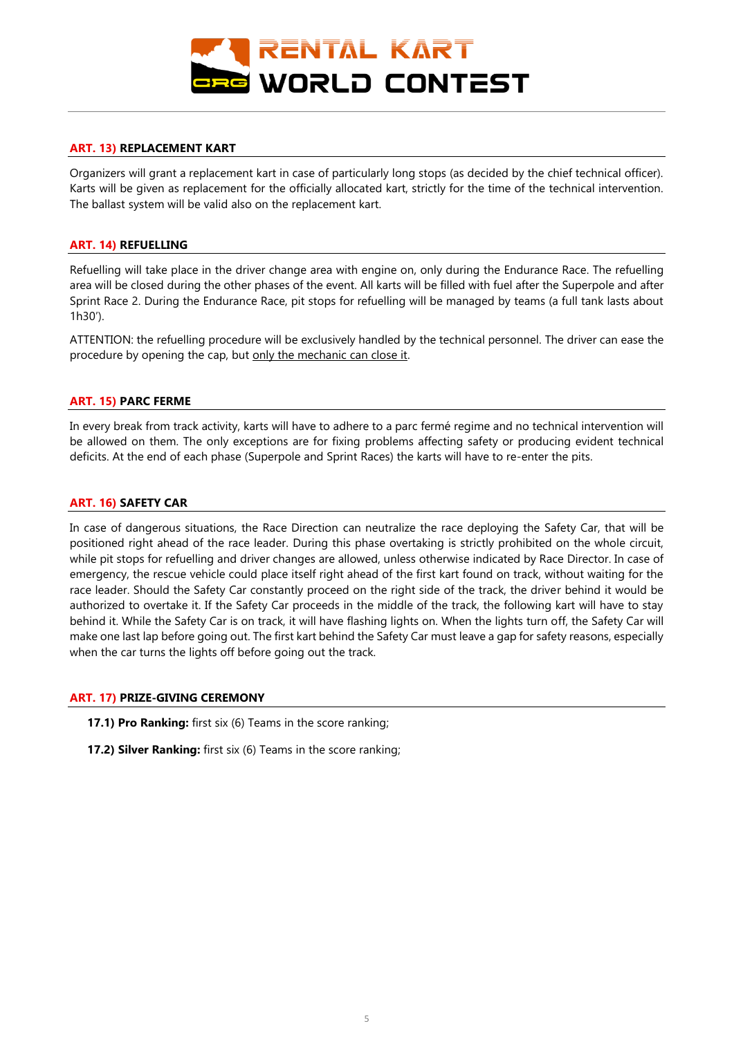## ART. 13) REPLACEMENT KART

Organizers will grant a replacement kart in case of particularly long stops (as decided by the chief technical officer). Karts will be given as replacement for the officially allocated kart, strictly for the time of the technical intervention. The ballast system will be valid also on the replacement kart.

## ART. 14) REFUELLING

Refuelling will take place in the driver change area with engine on, only during the Endurance Race. The refuelling area will be closed during the other phases of the event. All karts will be filled with fuel after the Superpole and after Sprint Race 2. During the Endurance Race, pit stops for refuelling will be managed by teams (a full tank lasts about 1h30').

ATTENTION: the refuelling procedure will be exclusively handled by the technical personnel. The driver can ease the procedure by opening the cap, but only the mechanic can close it.

## ART. 15) PARC FERME

In every break from track activity, karts will have to adhere to a parc fermé regime and no technical intervention will be allowed on them. The only exceptions are for fixing problems affecting safety or producing evident technical deficits. At the end of each phase (Superpole and Sprint Races) the karts will have to re-enter the pits.

## ART. 16) SAFETY CAR

In case of dangerous situations, the Race Direction can neutralize the race deploying the Safety Car, that will be positioned right ahead of the race leader. During this phase overtaking is strictly prohibited on the whole circuit, while pit stops for refuelling and driver changes are allowed, unless otherwise indicated by Race Director. In case of emergency, the rescue vehicle could place itself right ahead of the first kart found on track, without waiting for the race leader. Should the Safety Car constantly proceed on the right side of the track, the driver behind it would be authorized to overtake it. If the Safety Car proceeds in the middle of the track, the following kart will have to stay behind it. While the Safety Car is on track, it will have flashing lights on. When the lights turn off, the Safety Car will make one last lap before going out. The first kart behind the Safety Car must leave a gap for safety reasons, especially when the car turns the lights off before going out the track.

## ART. 17) PRIZE-GIVING CEREMONY

**17.1) Pro Ranking:** first six (6) Teams in the score ranking;

**17.2) Silver Ranking:** first six (6) Teams in the score ranking;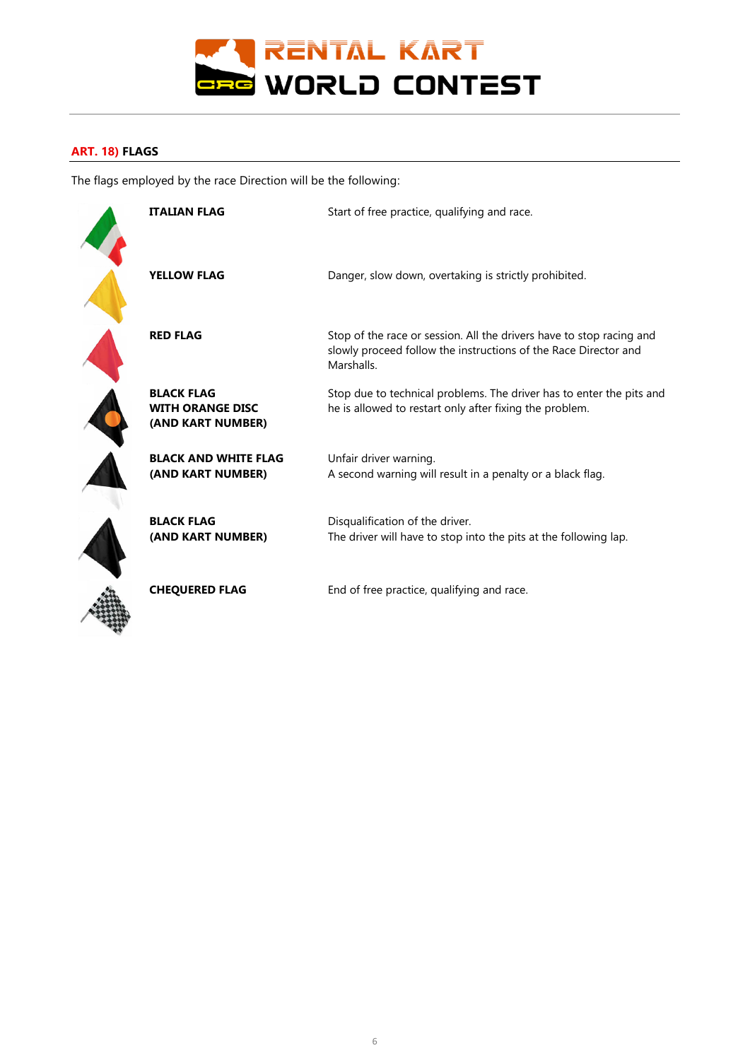## ART. 18) FLAGS

The flags employed by the race Direction will be the following:

| Flag | Meaning |
|---|---|
| **ITALIAN FLAG** | Start of free practice, qualifying and race. |
| **YELLOW FLAG** | Danger, slow down, overtaking is strictly prohibited. |
| **RED FLAG** | Stop of the race or session. All the drivers have to stop racing and slowly proceed follow the instructions of the Race Director and Marshalls. |
| **BLACK FLAG WITH ORANGE DISC (AND KART NUMBER)** | Stop due to technical problems. The driver has to enter the pits and he is allowed to restart only after fixing the problem. |
| **BLACK AND WHITE FLAG (AND KART NUMBER)** | Unfair driver warning. A second warning will result in a penalty or a black flag. |
| **BLACK FLAG (AND KART NUMBER)** | Disqualification of the driver. The driver will have to stop into the pits at the following lap. |
| **CHEQUERED FLAG** | End of free practice, qualifying and race. |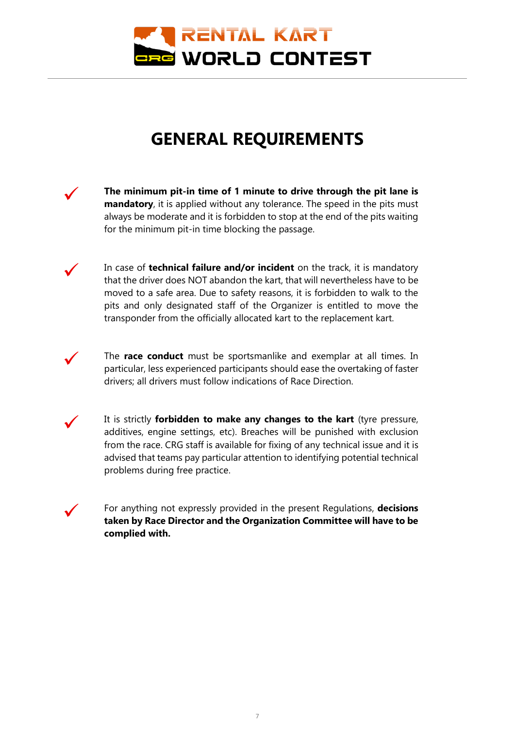# GENERAL REQUIREMENTS

- **The minimum pit-in time of 1 minute to drive through the pit lane is mandatory**, it is applied without any tolerance. The speed in the pits must always be moderate and it is forbidden to stop at the end of the pits waiting for the minimum pit-in time blocking the passage.

- In case of **technical failure and/or incident** on the track, it is mandatory that the driver does NOT abandon the kart, that will nevertheless have to be moved to a safe area. Due to safety reasons, it is forbidden to walk to the pits and only designated staff of the Organizer is entitled to move the transponder from the officially allocated kart to the replacement kart.

- The **race conduct** must be sportsmanlike and exemplar at all times. In particular, less experienced participants should ease the overtaking of faster drivers; all drivers must follow indications of Race Direction.

- It is strictly **forbidden to make any changes to the kart** (tyre pressure, additives, engine settings, etc). Breaches will be punished with exclusion from the race. CRG staff is available for fixing of any technical issue and it is advised that teams pay particular attention to identifying potential technical problems during free practice.

- For anything not expressly provided in the present Regulations, **decisions taken by Race Director and the Organization Committee will have to be complied with.**